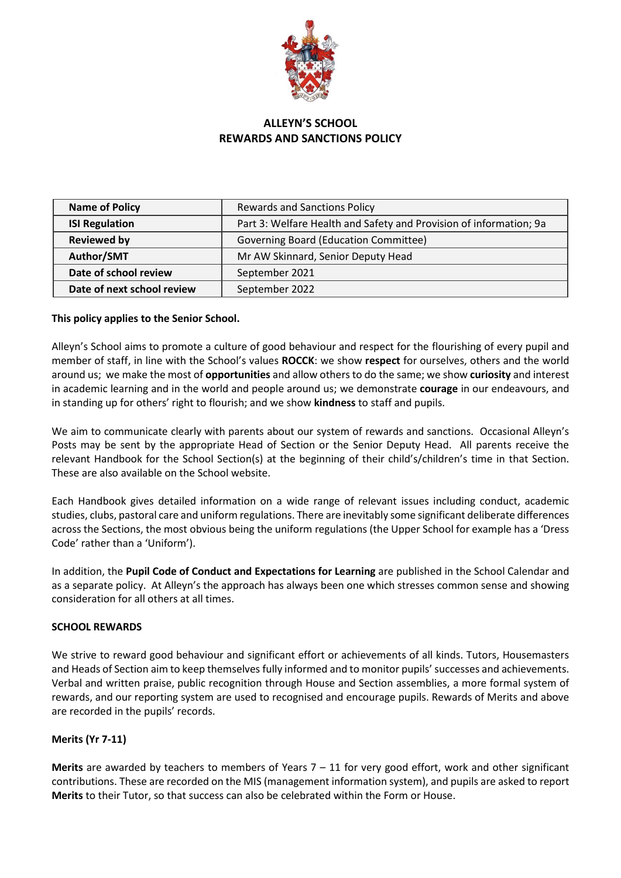# ALLEYN'S SCHOOL
# REWARDS AND SANCTIONS POLICY

| Name of Policy | Rewards and Sanctions Policy |
|---|---|
| ISI Regulation | Part 3: Welfare Health and Safety and Provision of information; 9a |
| Reviewed by | Governing Board (Education Committee) |
| Author/SMT | Mr AW Skinnard, Senior Deputy Head |
| Date of school review | September 2021 |
| Date of next school review | September 2022 |

**This policy applies to the Senior School.**

Alleyn's School aims to promote a culture of good behaviour and respect for the flourishing of every pupil and member of staff, in line with the School's values **ROCCK**: we show **respect** for ourselves, others and the world around us; we make the most of **opportunities** and allow others to do the same; we show **curiosity** and interest in academic learning and in the world and people around us; we demonstrate **courage** in our endeavours, and in standing up for others' right to flourish; and we show **kindness** to staff and pupils.

We aim to communicate clearly with parents about our system of rewards and sanctions. Occasional Alleyn's Posts may be sent by the appropriate Head of Section or the Senior Deputy Head. All parents receive the relevant Handbook for the School Section(s) at the beginning of their child's/children's time in that Section. These are also available on the School website.

Each Handbook gives detailed information on a wide range of relevant issues including conduct, academic studies, clubs, pastoral care and uniform regulations. There are inevitably some significant deliberate differences across the Sections, the most obvious being the uniform regulations (the Upper School for example has a 'Dress Code' rather than a 'Uniform').

In addition, the **Pupil Code of Conduct and Expectations for Learning** are published in the School Calendar and as a separate policy. At Alleyn's the approach has always been one which stresses common sense and showing consideration for all others at all times.

## SCHOOL REWARDS

We strive to reward good behaviour and significant effort or achievements of all kinds. Tutors, Housemasters and Heads of Section aim to keep themselves fully informed and to monitor pupils' successes and achievements. Verbal and written praise, public recognition through House and Section assemblies, a more formal system of rewards, and our reporting system are used to recognised and encourage pupils. Rewards of Merits and above are recorded in the pupils' records.

### Merits (Yr 7-11)

**Merits** are awarded by teachers to members of Years 7 – 11 for very good effort, work and other significant contributions. These are recorded on the MIS (management information system), and pupils are asked to report **Merits** to their Tutor, so that success can also be celebrated within the Form or House.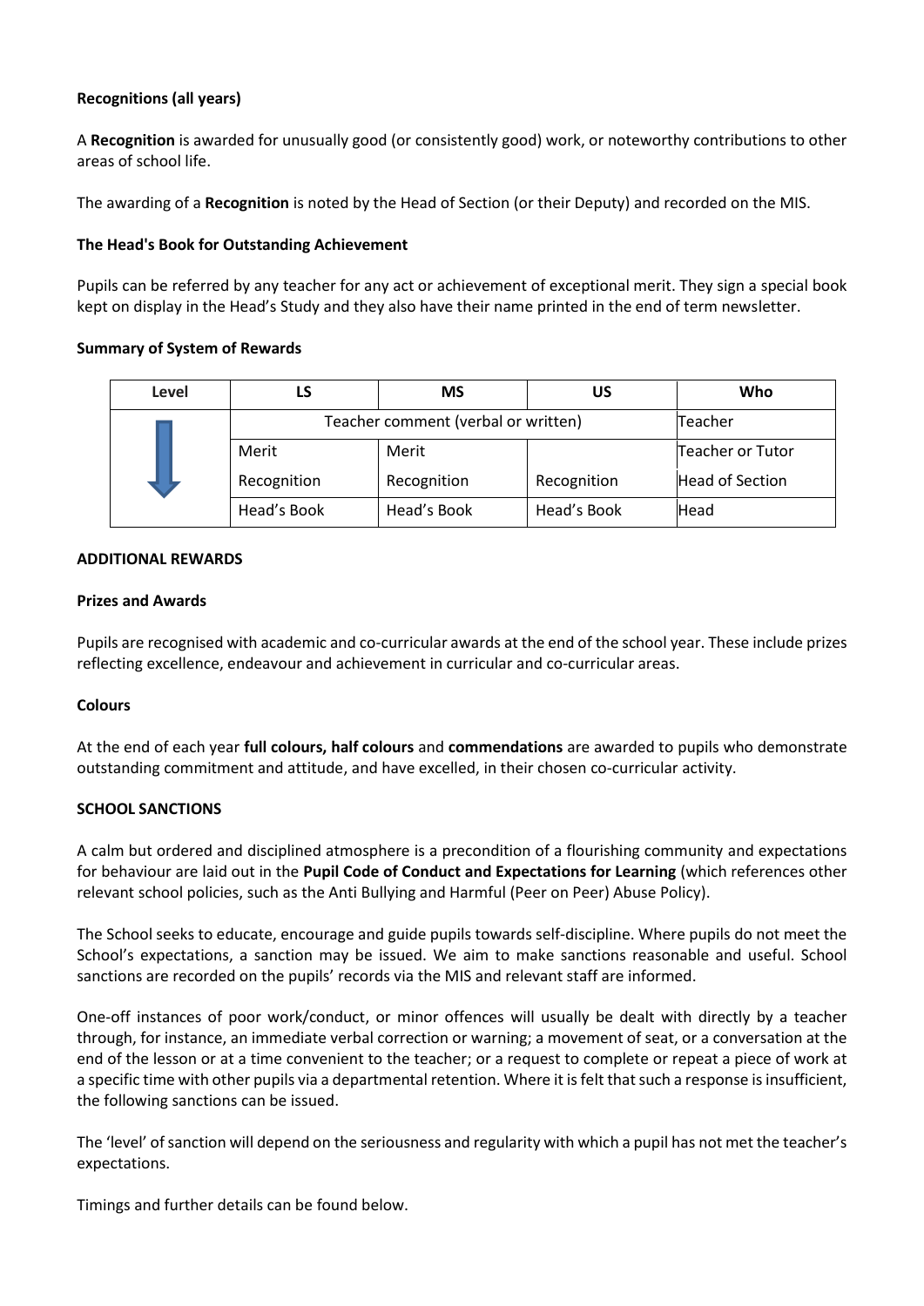**Recognitions (all years)**

A **Recognition** is awarded for unusually good (or consistently good) work, or noteworthy contributions to other areas of school life.

The awarding of a **Recognition** is noted by the Head of Section (or their Deputy) and recorded on the MIS.

**The Head's Book for Outstanding Achievement**

Pupils can be referred by any teacher for any act or achievement of exceptional merit. They sign a special book kept on display in the Head's Study and they also have their name printed in the end of term newsletter.

**Summary of System of Rewards**

| Level | LS | MS | US | Who |
|---|---|---|---|---|
| ↓ | Teacher comment (verbal or written) | | | Teacher |
| | Merit | Merit | | Teacher or Tutor |
| | Recognition | Recognition | Recognition | Head of Section |
| | Head's Book | Head's Book | Head's Book | Head |

**ADDITIONAL REWARDS**

**Prizes and Awards**

Pupils are recognised with academic and co-curricular awards at the end of the school year. These include prizes reflecting excellence, endeavour and achievement in curricular and co-curricular areas.

**Colours**

At the end of each year **full colours, half colours** and **commendations** are awarded to pupils who demonstrate outstanding commitment and attitude, and have excelled, in their chosen co-curricular activity.

**SCHOOL SANCTIONS**

A calm but ordered and disciplined atmosphere is a precondition of a flourishing community and expectations for behaviour are laid out in the **Pupil Code of Conduct and Expectations for Learning** (which references other relevant school policies, such as the Anti Bullying and Harmful (Peer on Peer) Abuse Policy).

The School seeks to educate, encourage and guide pupils towards self-discipline. Where pupils do not meet the School's expectations, a sanction may be issued. We aim to make sanctions reasonable and useful. School sanctions are recorded on the pupils' records via the MIS and relevant staff are informed.

One-off instances of poor work/conduct, or minor offences will usually be dealt with directly by a teacher through, for instance, an immediate verbal correction or warning; a movement of seat, or a conversation at the end of the lesson or at a time convenient to the teacher; or a request to complete or repeat a piece of work at a specific time with other pupils via a departmental retention. Where it is felt that such a response is insufficient, the following sanctions can be issued.

The 'level' of sanction will depend on the seriousness and regularity with which a pupil has not met the teacher's expectations.

Timings and further details can be found below.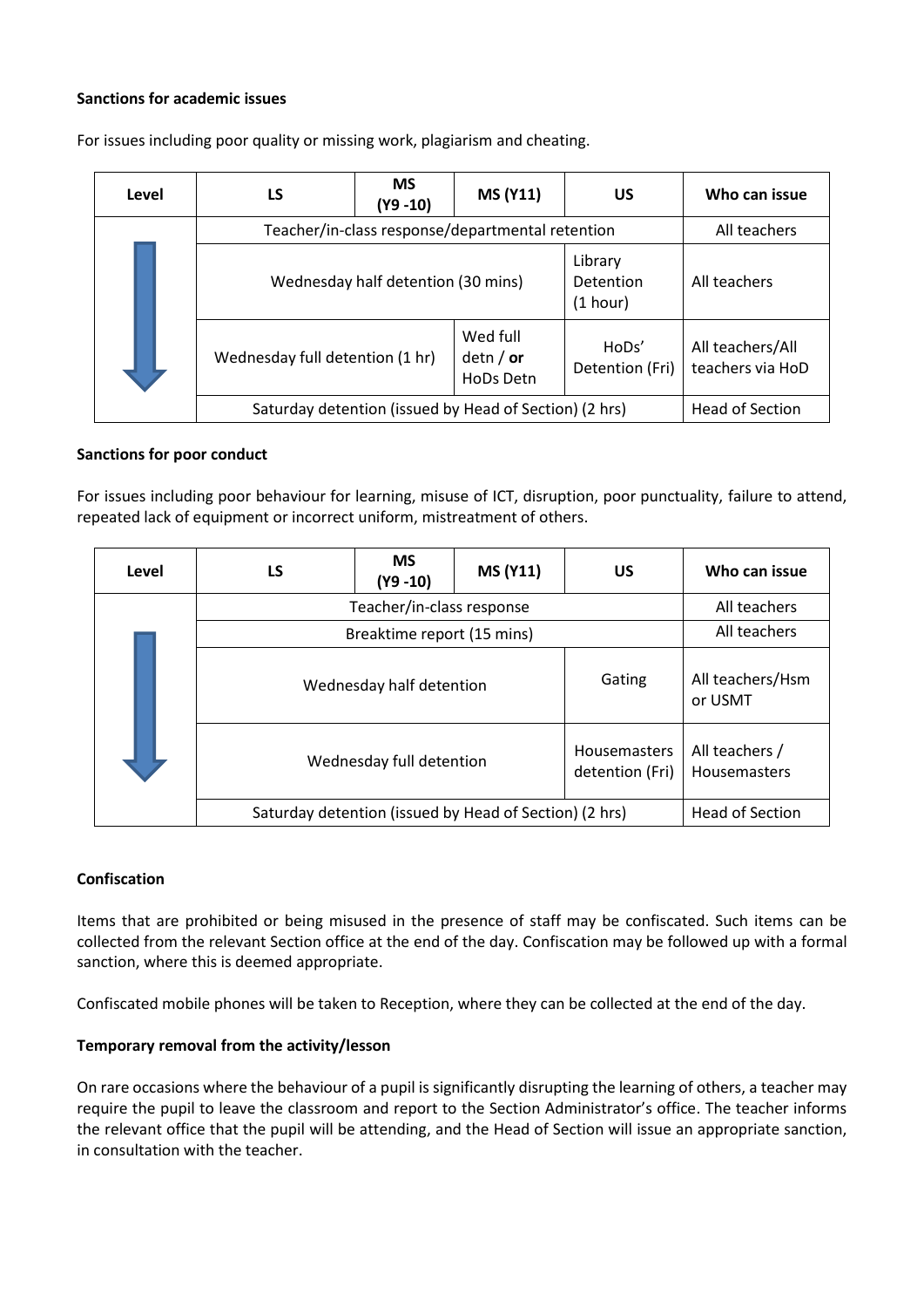**Sanctions for academic issues**

For issues including poor quality or missing work, plagiarism and cheating.

| Level | LS | MS (Y9 -10) | MS (Y11) | US | Who can issue |
|---|---|---|---|---|---|
| ↓ | Teacher/in-class response/departmental retention | | | | All teachers |
| | Wednesday half detention (30 mins) | | | Library Detention (1 hour) | All teachers |
| | Wednesday full detention (1 hr) | | Wed full detn / **or** HoDs Detn | HoDs' Detention (Fri) | All teachers/All teachers via HoD |
| | Saturday detention (issued by Head of Section) (2 hrs) | | | | Head of Section |

**Sanctions for poor conduct**

For issues including poor behaviour for learning, misuse of ICT, disruption, poor punctuality, failure to attend, repeated lack of equipment or incorrect uniform, mistreatment of others.

| Level | LS | MS (Y9 -10) | MS (Y11) | US | Who can issue |
|---|---|---|---|---|---|
| ↓ | Teacher/in-class response | | | | All teachers |
| | Breaktime report (15 mins) | | | | All teachers |
| | Wednesday half detention | | | Gating | All teachers/Hsm or USMT |
| | Wednesday full detention | | | Housemasters detention (Fri) | All teachers / Housemasters |
| | Saturday detention (issued by Head of Section) (2 hrs) | | | | Head of Section |

**Confiscation**

Items that are prohibited or being misused in the presence of staff may be confiscated. Such items can be collected from the relevant Section office at the end of the day. Confiscation may be followed up with a formal sanction, where this is deemed appropriate.

Confiscated mobile phones will be taken to Reception, where they can be collected at the end of the day.

**Temporary removal from the activity/lesson**

On rare occasions where the behaviour of a pupil is significantly disrupting the learning of others, a teacher may require the pupil to leave the classroom and report to the Section Administrator's office. The teacher informs the relevant office that the pupil will be attending, and the Head of Section will issue an appropriate sanction, in consultation with the teacher.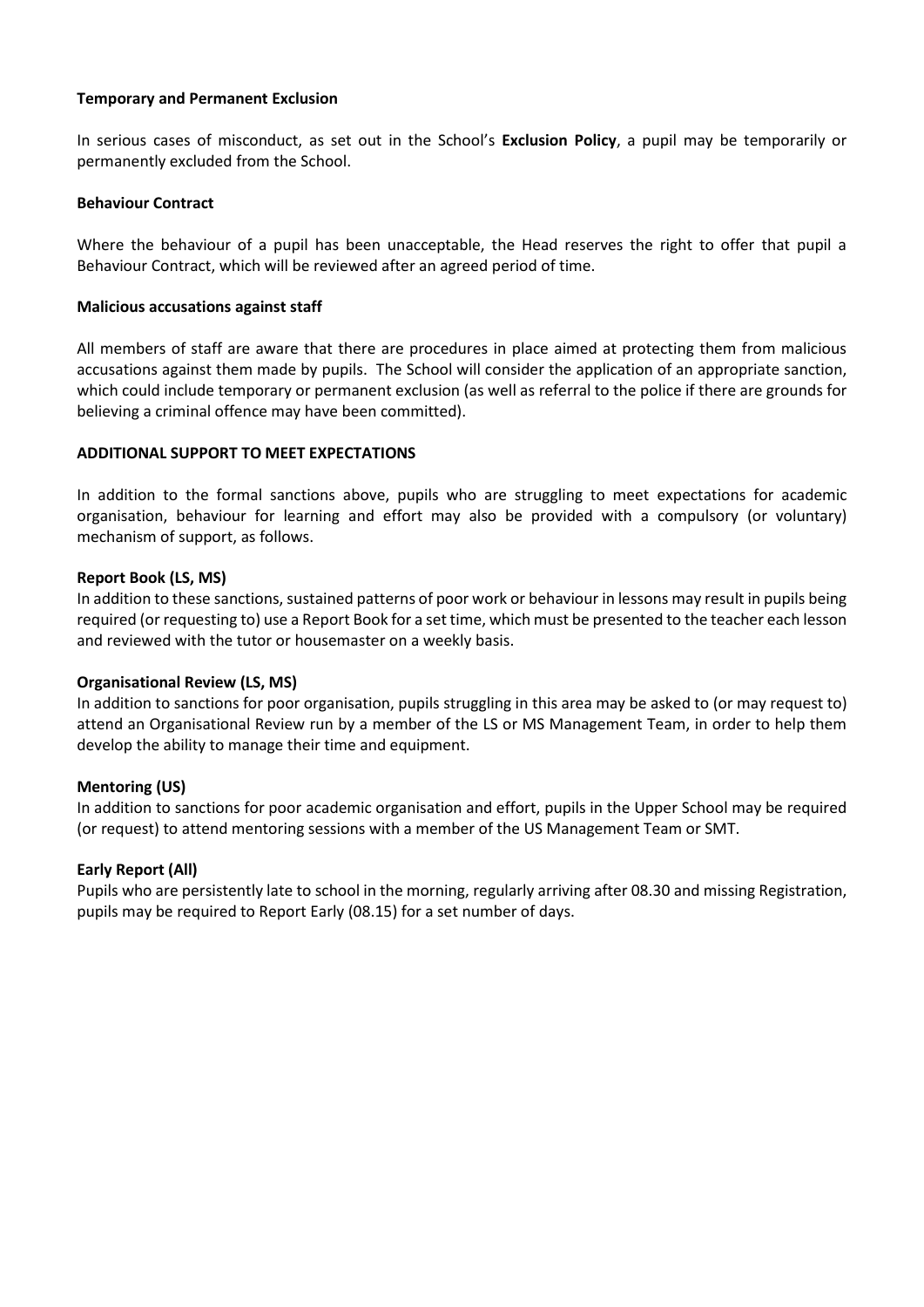**Temporary and Permanent Exclusion**

In serious cases of misconduct, as set out in the School's **Exclusion Policy**, a pupil may be temporarily or permanently excluded from the School.

**Behaviour Contract**

Where the behaviour of a pupil has been unacceptable, the Head reserves the right to offer that pupil a Behaviour Contract, which will be reviewed after an agreed period of time.

**Malicious accusations against staff**

All members of staff are aware that there are procedures in place aimed at protecting them from malicious accusations against them made by pupils. The School will consider the application of an appropriate sanction, which could include temporary or permanent exclusion (as well as referral to the police if there are grounds for believing a criminal offence may have been committed).

**ADDITIONAL SUPPORT TO MEET EXPECTATIONS**

In addition to the formal sanctions above, pupils who are struggling to meet expectations for academic organisation, behaviour for learning and effort may also be provided with a compulsory (or voluntary) mechanism of support, as follows.

**Report Book (LS, MS)**
In addition to these sanctions, sustained patterns of poor work or behaviour in lessons may result in pupils being required (or requesting to) use a Report Book for a set time, which must be presented to the teacher each lesson and reviewed with the tutor or housemaster on a weekly basis.

**Organisational Review (LS, MS)**
In addition to sanctions for poor organisation, pupils struggling in this area may be asked to (or may request to) attend an Organisational Review run by a member of the LS or MS Management Team, in order to help them develop the ability to manage their time and equipment.

**Mentoring (US)**
In addition to sanctions for poor academic organisation and effort, pupils in the Upper School may be required (or request) to attend mentoring sessions with a member of the US Management Team or SMT.

**Early Report (All)**
Pupils who are persistently late to school in the morning, regularly arriving after 08.30 and missing Registration, pupils may be required to Report Early (08.15) for a set number of days.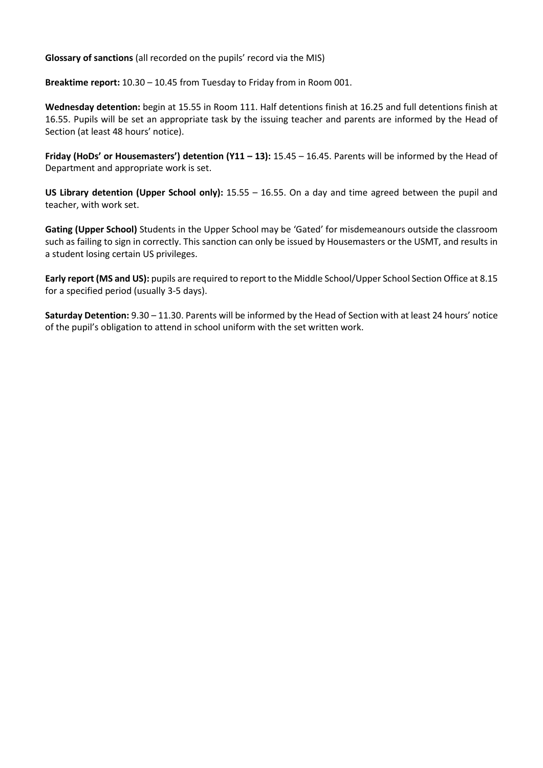**Glossary of sanctions** (all recorded on the pupils' record via the MIS)

**Breaktime report:** 10.30 – 10.45 from Tuesday to Friday from in Room 001.

**Wednesday detention:** begin at 15.55 in Room 111. Half detentions finish at 16.25 and full detentions finish at 16.55. Pupils will be set an appropriate task by the issuing teacher and parents are informed by the Head of Section (at least 48 hours' notice).

**Friday (HoDs' or Housemasters') detention (Y11 – 13):** 15.45 – 16.45. Parents will be informed by the Head of Department and appropriate work is set.

**US Library detention (Upper School only):** 15.55 – 16.55. On a day and time agreed between the pupil and teacher, with work set.

**Gating (Upper School)** Students in the Upper School may be 'Gated' for misdemeanours outside the classroom such as failing to sign in correctly. This sanction can only be issued by Housemasters or the USMT, and results in a student losing certain US privileges.

**Early report (MS and US):** pupils are required to report to the Middle School/Upper School Section Office at 8.15 for a specified period (usually 3-5 days).

**Saturday Detention:** 9.30 – 11.30. Parents will be informed by the Head of Section with at least 24 hours' notice of the pupil's obligation to attend in school uniform with the set written work.